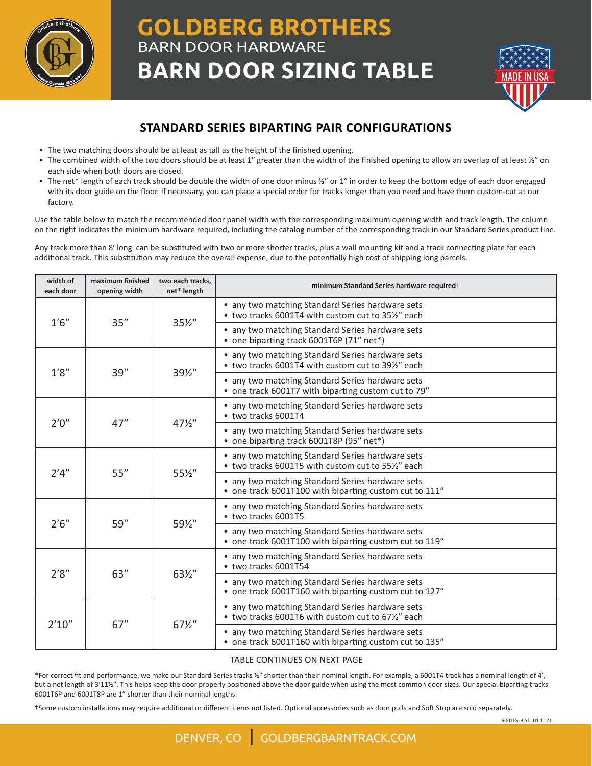# GOLDBERG BROTHERS

BARN DOOR HARDWARE

# BARN DOOR SIZING TABLE

## STANDARD SERIES BIPARTING PAIR CONFIGURATIONS

- The two matching doors should be at least as tall as the height of the finished opening.
- The combined width of the two doors should be at least 1″ greater than the width of the finished opening to allow an overlap of at least ½″ on each side when both doors are closed.
- The net* length of each track should be double the width of one door minus ½″ or 1″ in order to keep the bottom edge of each door engaged with its door guide on the floor. If necessary, you can place a special order for tracks longer than you need and have them custom-cut at our factory.

Use the table below to match the recommended door panel width with the corresponding maximum opening width and track length. The column on the right indicates the minimum hardware required, including the catalog number of the corresponding track in our Standard Series product line.

Any track more than 8′ long can be substituted with two or more shorter tracks, plus a wall mounting kit and a track connecting plate for each additional track. This substitution may reduce the overall expense, due to the potentially high cost of shipping long parcels.

| width of each door | maximum finished opening width | two each tracks, net* length | minimum Standard Series hardware required† |
|---|---|---|---|
| 1′6″ | 35″ | 35½″ | • any two matching Standard Series hardware sets<br>• two tracks 6001T4 with custom cut to 35½″ each |
| | | | • any two matching Standard Series hardware sets<br>• one biparting track 6001T6P (71″ net*) |
| 1′8″ | 39″ | 39½″ | • any two matching Standard Series hardware sets<br>• two tracks 6001T4 with custom cut to 39½″ each |
| | | | • any two matching Standard Series hardware sets<br>• one track 6001T7 with biparting custom cut to 79″ |
| 2′0″ | 47″ | 47½″ | • any two matching Standard Series hardware sets<br>• two tracks 6001T4 |
| | | | • any two matching Standard Series hardware sets<br>• one biparting track 6001T8P (95″ net*) |
| 2′4″ | 55″ | 55½″ | • any two matching Standard Series hardware sets<br>• two tracks 6001T5 with custom cut to 55½″ each |
| | | | • any two matching Standard Series hardware sets<br>• one track 6001T100 with biparting custom cut to 111″ |
| 2′6″ | 59″ | 59½″ | • any two matching Standard Series hardware sets<br>• two tracks 6001T5 |
| | | | • any two matching Standard Series hardware sets<br>• one track 6001T100 with biparting custom cut to 119″ |
| 2′8″ | 63″ | 63½″ | • any two matching Standard Series hardware sets<br>• two tracks 6001T54 |
| | | | • any two matching Standard Series hardware sets<br>• one track 6001T160 with biparting custom cut to 127″ |
| 2′10″ | 67″ | 67½″ | • any two matching Standard Series hardware sets<br>• two tracks 6001T6 with custom cut to 67½″ each |
| | | | • any two matching Standard Series hardware sets<br>• one track 6001T160 with biparting custom cut to 135″ |

TABLE CONTINUES ON NEXT PAGE

*For correct fit and performance, we make our Standard Series tracks ½″ shorter than their nominal length. For example, a 6001T4 track has a nominal length of 4′, but a net length of 3′11½″. This helps keep the door properly positioned above the door guide when using the most common door sizes. Our special biparting tracks 6001T6P and 6001T8P are 1″ shorter than their nominal lengths.

†Some custom installations may require additional or different items not listed. Optional accessories such as door pulls and Soft Stop are sold separately.

6001IG-BIST_01 1121

DENVER, CO | GOLDBERGBARNTRACK.COM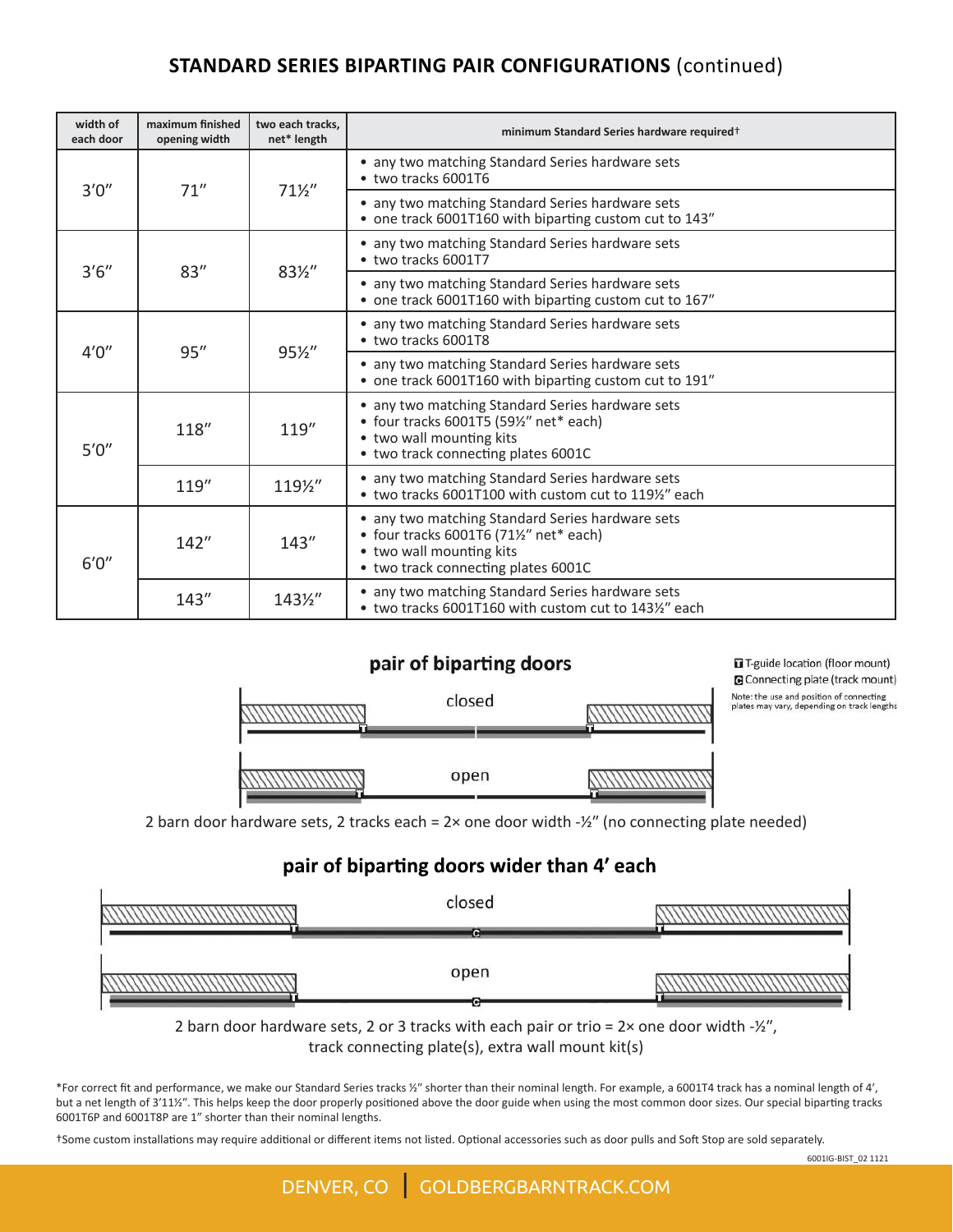## STANDARD SERIES BIPARTING PAIR CONFIGURATIONS (continued)

| width of each door | maximum finished opening width | two each tracks, net* length | minimum Standard Series hardware required† |
|---|---|---|---|
| 3′0″ | 71″ | 71½″ | • any two matching Standard Series hardware sets<br>• two tracks 6001T6 |
| | | | • any two matching Standard Series hardware sets<br>• one track 6001T160 with biparting custom cut to 143″ |
| 3′6″ | 83″ | 83½″ | • any two matching Standard Series hardware sets<br>• two tracks 6001T7 |
| | | | • any two matching Standard Series hardware sets<br>• one track 6001T160 with biparting custom cut to 167″ |
| 4′0″ | 95″ | 95½″ | • any two matching Standard Series hardware sets<br>• two tracks 6001T8 |
| | | | • any two matching Standard Series hardware sets<br>• one track 6001T160 with biparting custom cut to 191″ |
| 5′0″ | 118″ | 119″ | • any two matching Standard Series hardware sets<br>• four tracks 6001T5 (59½″ net* each)<br>• two wall mounting kits<br>• two track connecting plates 6001C |
| | 119″ | 119½″ | • any two matching Standard Series hardware sets<br>• two tracks 6001T100 with custom cut to 119½″ each |
| 6′0″ | 142″ | 143″ | • any two matching Standard Series hardware sets<br>• four tracks 6001T6 (71½″ net* each)<br>• two wall mounting kits<br>• two track connecting plates 6001C |
| | 143″ | 143½″ | • any two matching Standard Series hardware sets<br>• two tracks 6001T160 with custom cut to 143½″ each |

### pair of biparting doors

T T-guide location (floor mount)

C Connecting plate (track mount)

Note: the use and position of connecting plates may vary, depending on track lengths

closed

open

2 barn door hardware sets, 2 tracks each = 2× one door width -½″ (no connecting plate needed)

### pair of biparting doors wider than 4′ each

closed

open

2 barn door hardware sets, 2 or 3 tracks with each pair or trio = 2× one door width -½″, track connecting plate(s), extra wall mount kit(s)

*For correct fit and performance, we make our Standard Series tracks ½″ shorter than their nominal length. For example, a 6001T4 track has a nominal length of 4′, but a net length of 3′11½″. This helps keep the door properly positioned above the door guide when using the most common door sizes. Our special biparting tracks 6001T6P and 6001T8P are 1″ shorter than their nominal lengths.

†Some custom installations may require additional or different items not listed. Optional accessories such as door pulls and Soft Stop are sold separately.

6001IG-BIST_02 1121

DENVER, CO | GOLDBERGBARNTRACK.COM